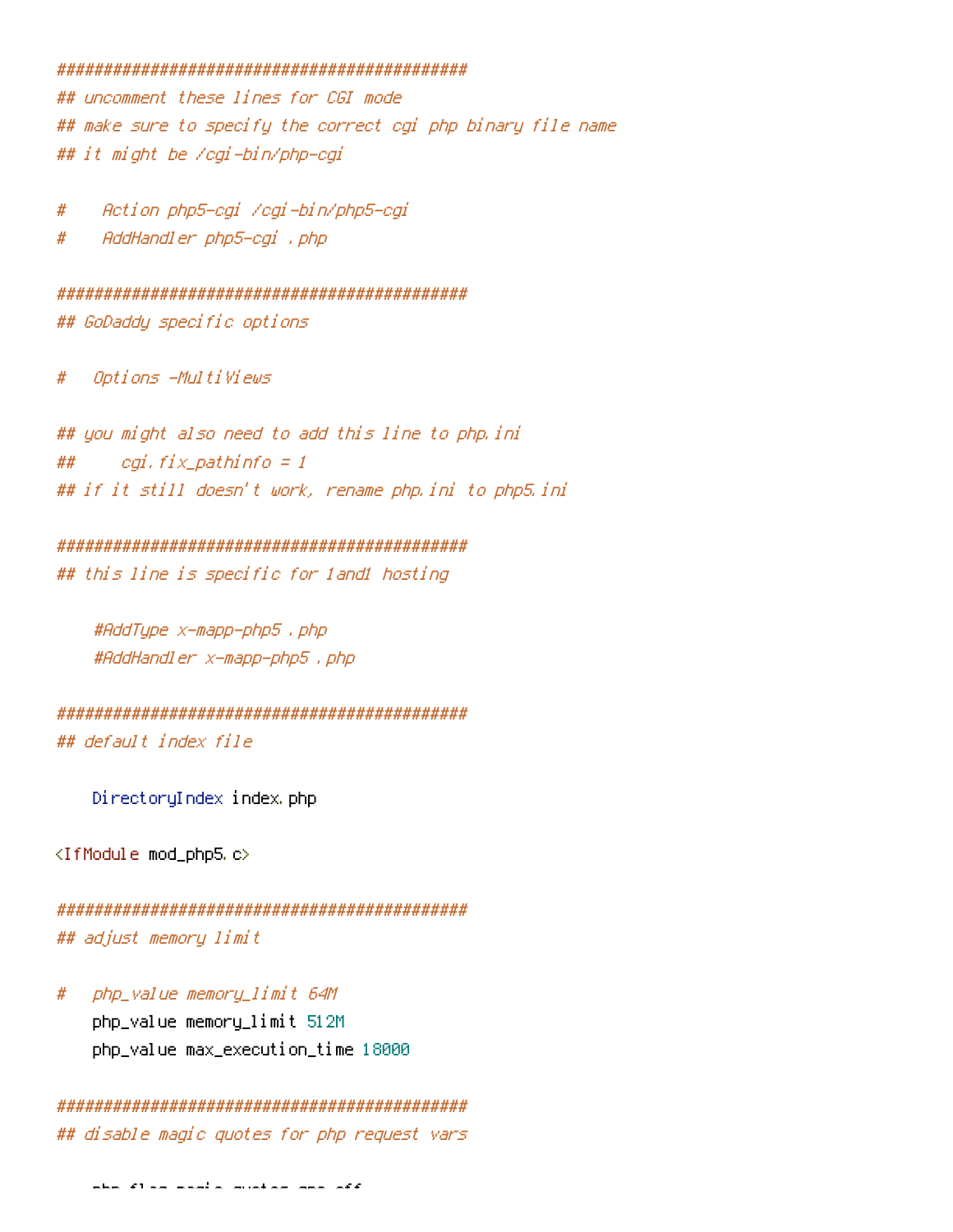```
##############################################
## uncomment these lines for CGI mode
## make sure to specify the correct cgi php binary file name
## it might be /cgi-bin/php-cgi

#    Action php5-cgi /cgi-bin/php5-cgi
#    AddHandler php5-cgi .php

##############################################
## GoDaddy specific options

#   Options -MultiViews

## you might also need to add this line to php.ini
##     cgi.fix_pathinfo = 1
## if it still doesn't work, rename php.ini to php5.ini

##############################################
## this line is specific for 1and1 hosting

    #AddType x-mapp-php5 .php
    #AddHandler x-mapp-php5 .php

##############################################
## default index file

    DirectoryIndex index.php

<IfModule mod_php5.c>

##############################################
## adjust memory limit

#   php_value memory_limit 64M
    php_value memory_limit 512M
    php_value max_execution_time 18000

##############################################
## disable magic quotes for php request vars

    php_flag magic_quotes_gpc off
```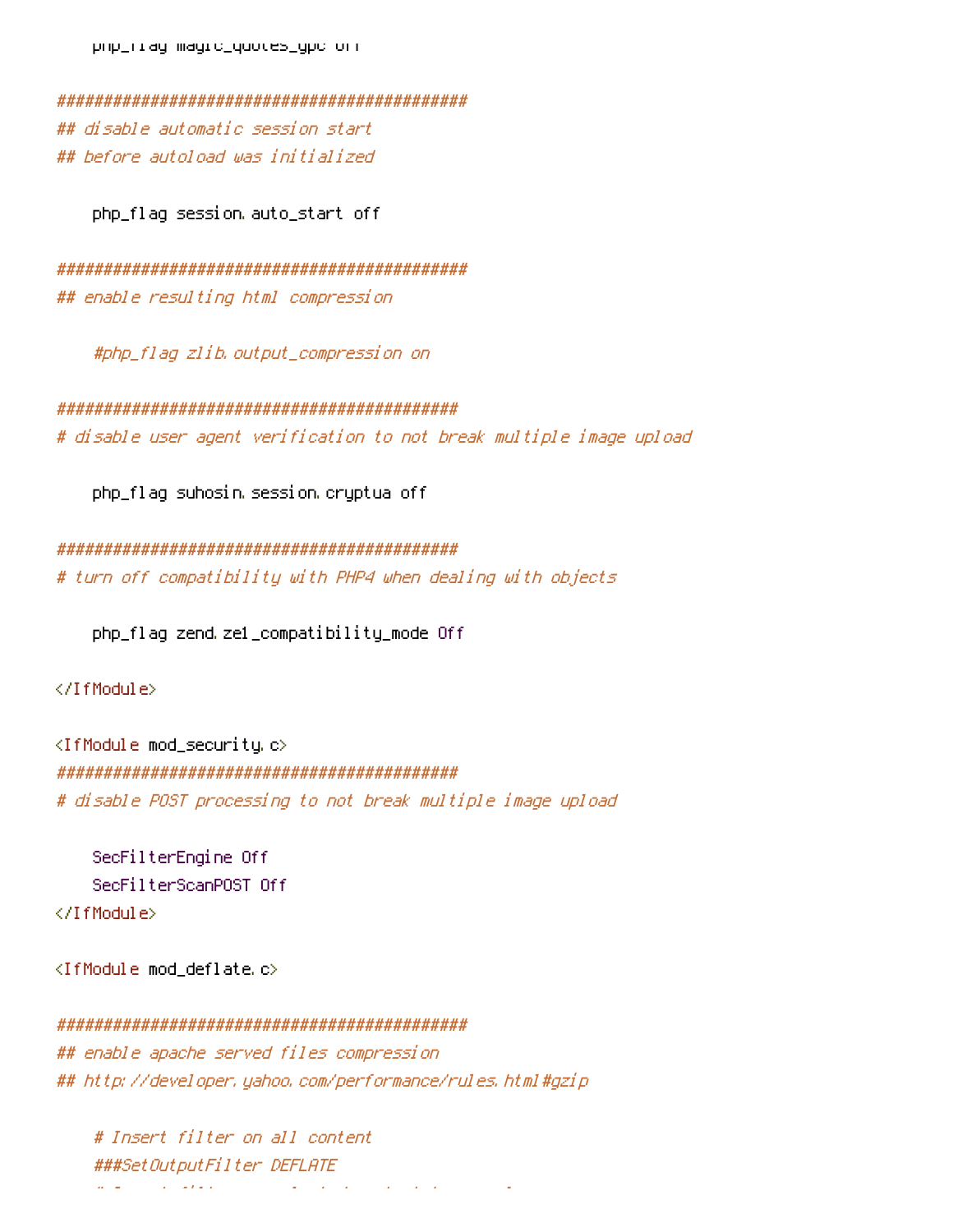```
    php_flag magic_quotes_gpc off

############################################
## disable automatic session start
## before autoload was initialized

    php_flag session.auto_start off

############################################
## enable resulting html compression

    #php_flag zlib.output_compression on

###########################################
# disable user agent verification to not break multiple image upload

    php_flag suhosin.session.cryptua off

###########################################
# turn off compatibility with PHP4 when dealing with objects

    php_flag zend.ze1_compatibility_mode Off

</IfModule>

<IfModule mod_security.c>
###########################################
# disable POST processing to not break multiple image upload

    SecFilterEngine Off
    SecFilterScanPOST Off
</IfModule>

<IfModule mod_deflate.c>

############################################
## enable apache served files compression
## http://developer.yahoo.com/performance/rules.html#gzip

    # Insert filter on all content
    ###SetOutputFilter DEFLATE
```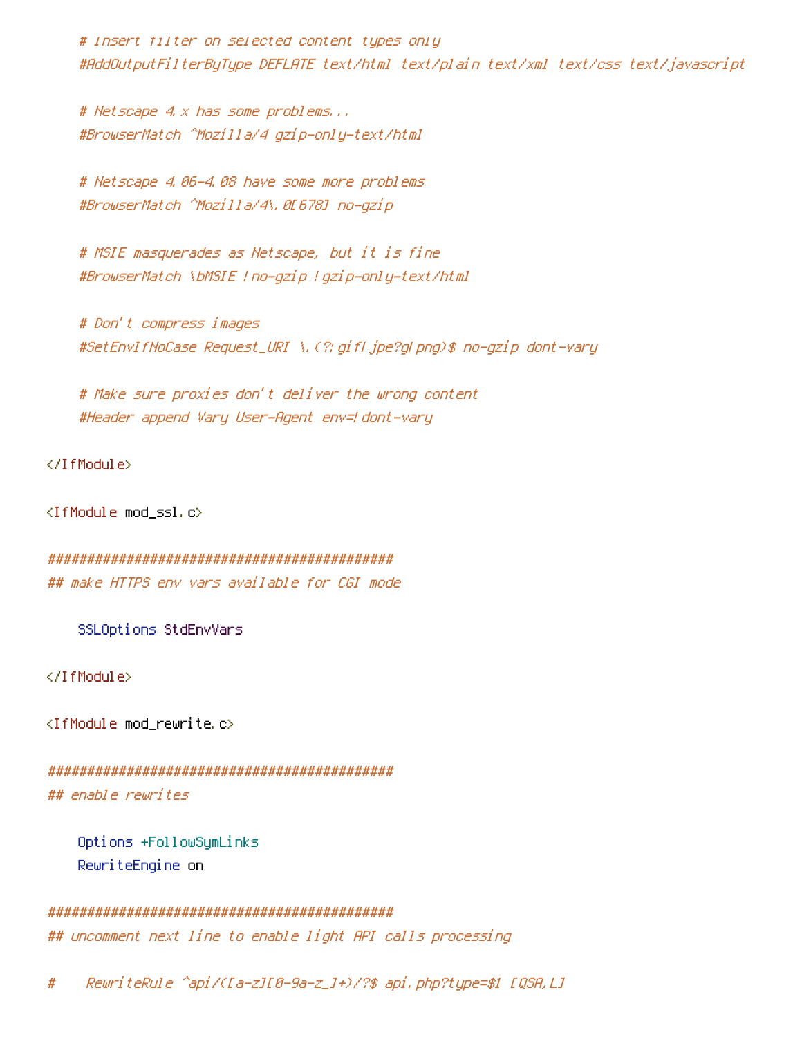```
    # Insert filter on selected content types only
    #AddOutputFilterByType DEFLATE text/html text/plain text/xml text/css text/javascript

    # Netscape 4.x has some problems...
    #BrowserMatch ^Mozilla/4 gzip-only-text/html

    # Netscape 4.06-4.08 have some more problems
    #BrowserMatch ^Mozilla/4\.0[678] no-gzip

    # MSIE masquerades as Netscape, but it is fine
    #BrowserMatch \bMSIE !no-gzip !gzip-only-text/html

    # Don't compress images
    #SetEnvIfNoCase Request_URI \.(?:gif|jpe?g|png)$ no-gzip dont-vary

    # Make sure proxies don't deliver the wrong content
    #Header append Vary User-Agent env=!dont-vary

</IfModule>

<IfModule mod_ssl.c>

############################################
## make HTTPS env vars available for CGI mode

    SSLOptions StdEnvVars

</IfModule>

<IfModule mod_rewrite.c>

############################################
## enable rewrites

    Options +FollowSymLinks
    RewriteEngine on

############################################
## uncomment next line to enable light API calls processing

#    RewriteRule ^api/([a-z][0-9a-z_]+)/?$ api.php?type=$1 [QSA,L]
```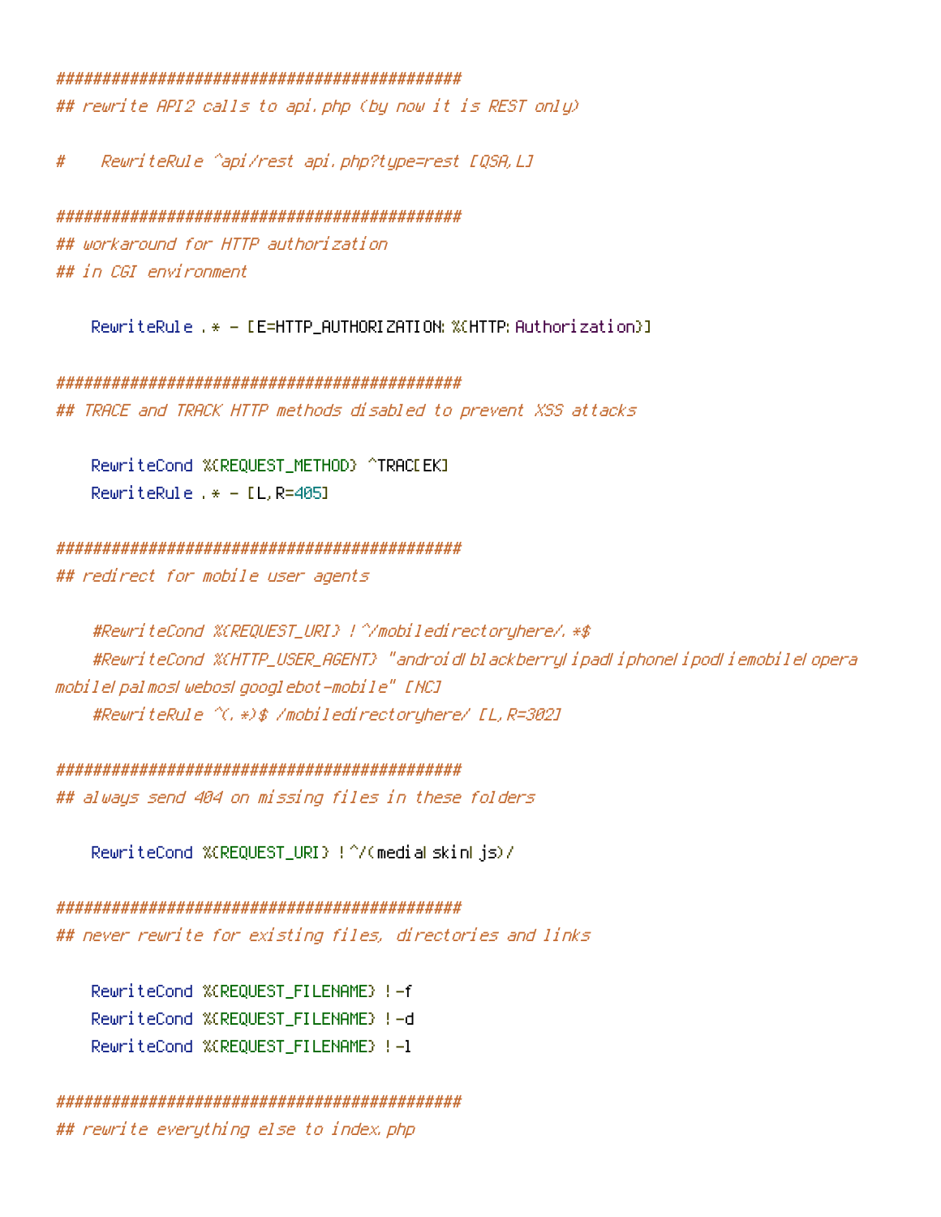```
############################################
## rewrite API2 calls to api.php (by now it is REST only)

#    RewriteRule ^api/rest api.php?type=rest [QSA,L]

############################################
## workaround for HTTP authorization
## in CGI environment

    RewriteRule .* - [E=HTTP_AUTHORIZATION:%{HTTP:Authorization}]

############################################
## TRACE and TRACK HTTP methods disabled to prevent XSS attacks

    RewriteCond %{REQUEST_METHOD} ^TRAC[EK]
    RewriteRule .* - [L,R=405]

############################################
## redirect for mobile user agents

    #RewriteCond %{REQUEST_URI} !^/mobiledirectoryhere/.*$
    #RewriteCond %{HTTP_USER_AGENT} "android|blackberry|ipad|iphone|ipod|iemobile|opera
mobile|palmos|webos|googlebot-mobile" [NC]
    #RewriteRule ^(.*)$ /mobiledirectoryhere/ [L,R=302]

############################################
## always send 404 on missing files in these folders

    RewriteCond %{REQUEST_URI} !^/(media|skin|js)/

############################################
## never rewrite for existing files, directories and links

    RewriteCond %{REQUEST_FILENAME} !-f
    RewriteCond %{REQUEST_FILENAME} !-d
    RewriteCond %{REQUEST_FILENAME} !-l

############################################
## rewrite everything else to index.php
```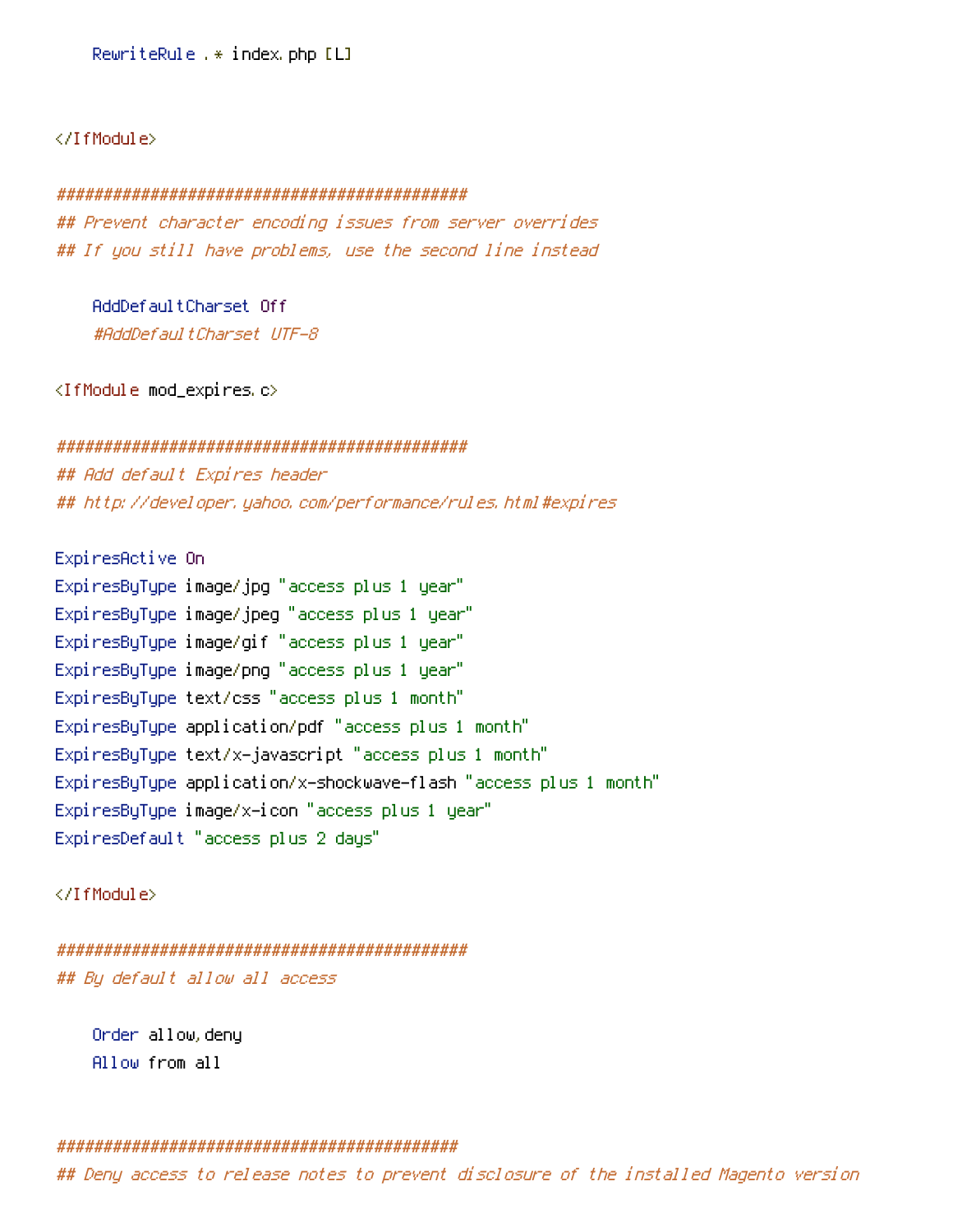```
    RewriteRule .* index.php [L]


</IfModule>

############################################
## Prevent character encoding issues from server overrides
## If you still have problems, use the second line instead

    AddDefaultCharset Off
    #AddDefaultCharset UTF-8

<IfModule mod_expires.c>

############################################
## Add default Expires header
## http://developer.yahoo.com/performance/rules.html#expires

ExpiresActive On
ExpiresByType image/jpg "access plus 1 year"
ExpiresByType image/jpeg "access plus 1 year"
ExpiresByType image/gif "access plus 1 year"
ExpiresByType image/png "access plus 1 year"
ExpiresByType text/css "access plus 1 month"
ExpiresByType application/pdf "access plus 1 month"
ExpiresByType text/x-javascript "access plus 1 month"
ExpiresByType application/x-shockwave-flash "access plus 1 month"
ExpiresByType image/x-icon "access plus 1 year"
ExpiresDefault "access plus 2 days"

</IfModule>

############################################
## By default allow all access

    Order allow,deny
    Allow from all


############################################
## Deny access to release notes to prevent disclosure of the installed Magento version
```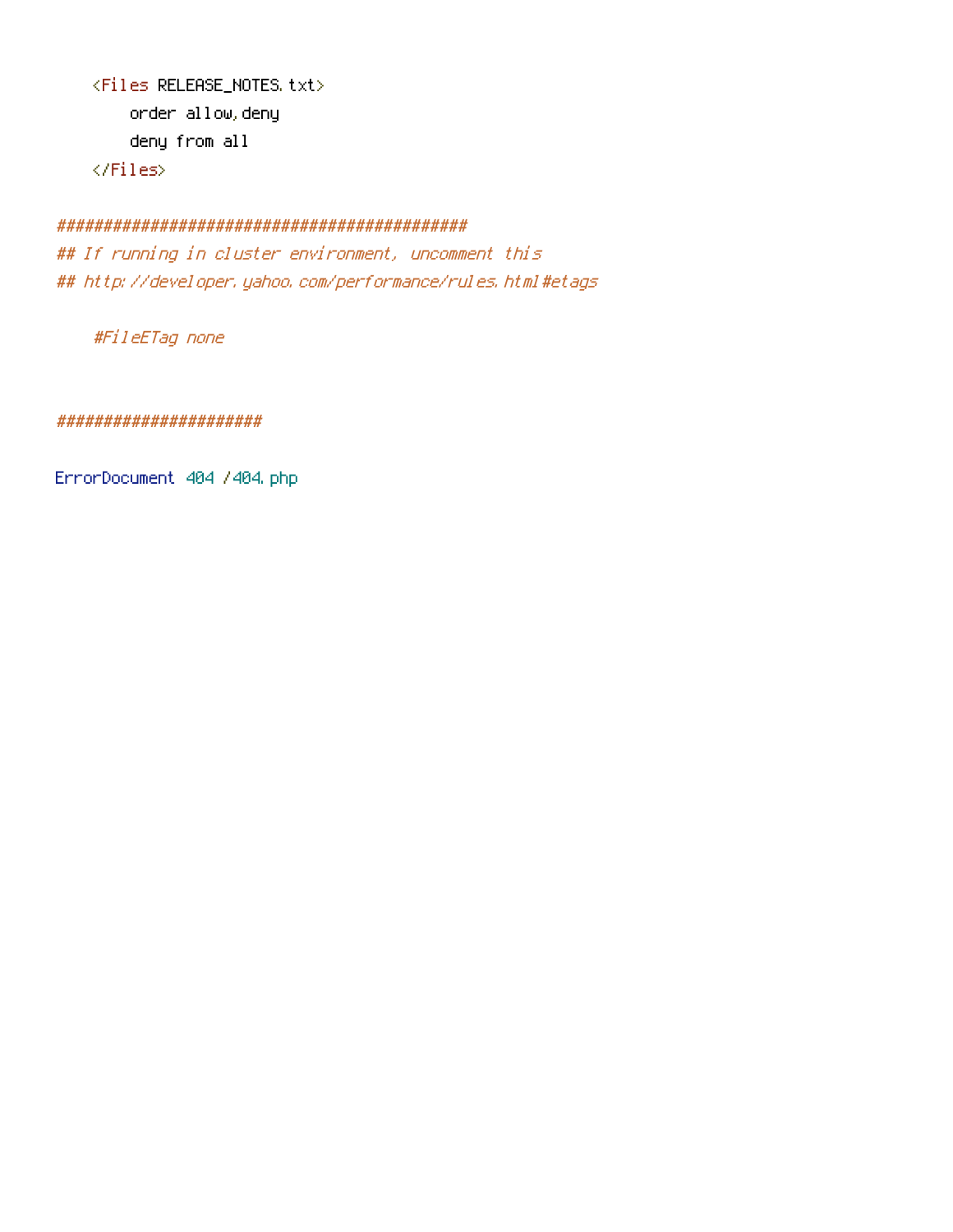```
    <Files RELEASE_NOTES.txt>
        order allow,deny
        deny from all
    </Files>

############################################
## If running in cluster environment, uncomment this
## http://developer.yahoo.com/performance/rules.html#etags

    #FileETag none


######################

ErrorDocument 404 /404.php
```